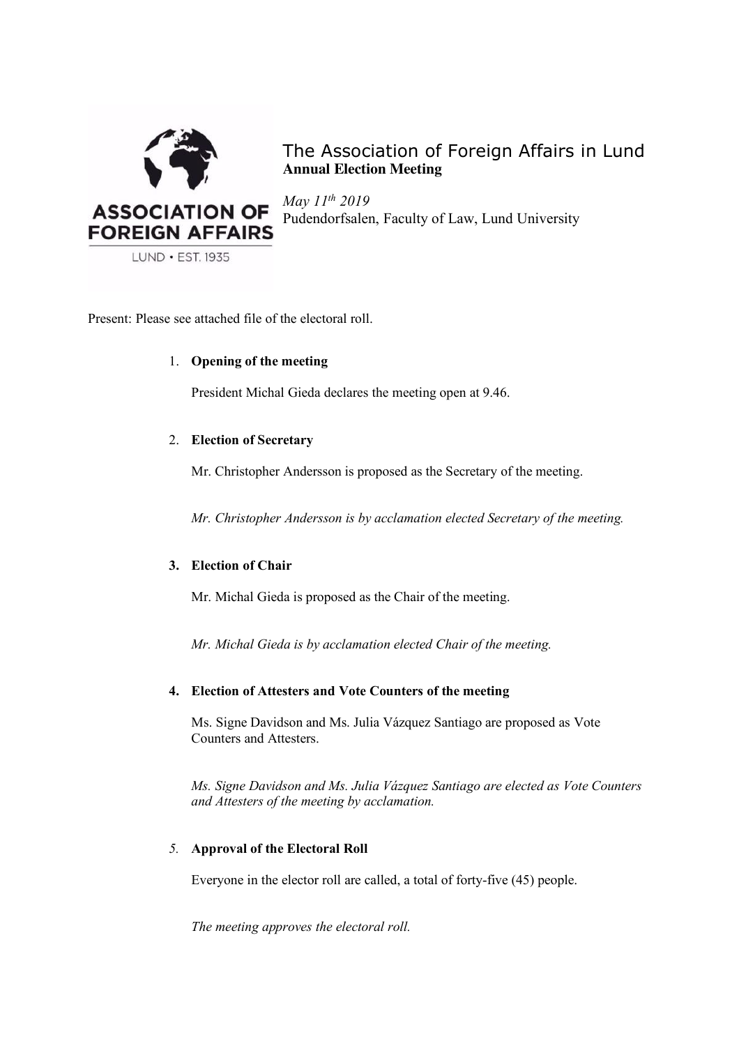ASSOCIATION OF FOREIGN AFFAIRS
LUND • EST. 1935

# The Association of Foreign Affairs in Lund

**Annual Election Meeting**

*May 11th 2019*
Pudendorfsalen, Faculty of Law, Lund University

Present: Please see attached file of the electoral roll.

1. **Opening of the meeting**

   President Michal Gieda declares the meeting open at 9.46.

2. **Election of Secretary**

   Mr. Christopher Andersson is proposed as the Secretary of the meeting.

   *Mr. Christopher Andersson is by acclamation elected Secretary of the meeting.*

3. **Election of Chair**

   Mr. Michal Gieda is proposed as the Chair of the meeting.

   *Mr. Michal Gieda is by acclamation elected Chair of the meeting.*

4. **Election of Attesters and Vote Counters of the meeting**

   Ms. Signe Davidson and Ms. Julia Vázquez Santiago are proposed as Vote Counters and Attesters.

   *Ms. Signe Davidson and Ms. Julia Vázquez Santiago are elected as Vote Counters and Attesters of the meeting by acclamation.*

5. **Approval of the Electoral Roll**

   Everyone in the elector roll are called, a total of forty-five (45) people.

   *The meeting approves the electoral roll.*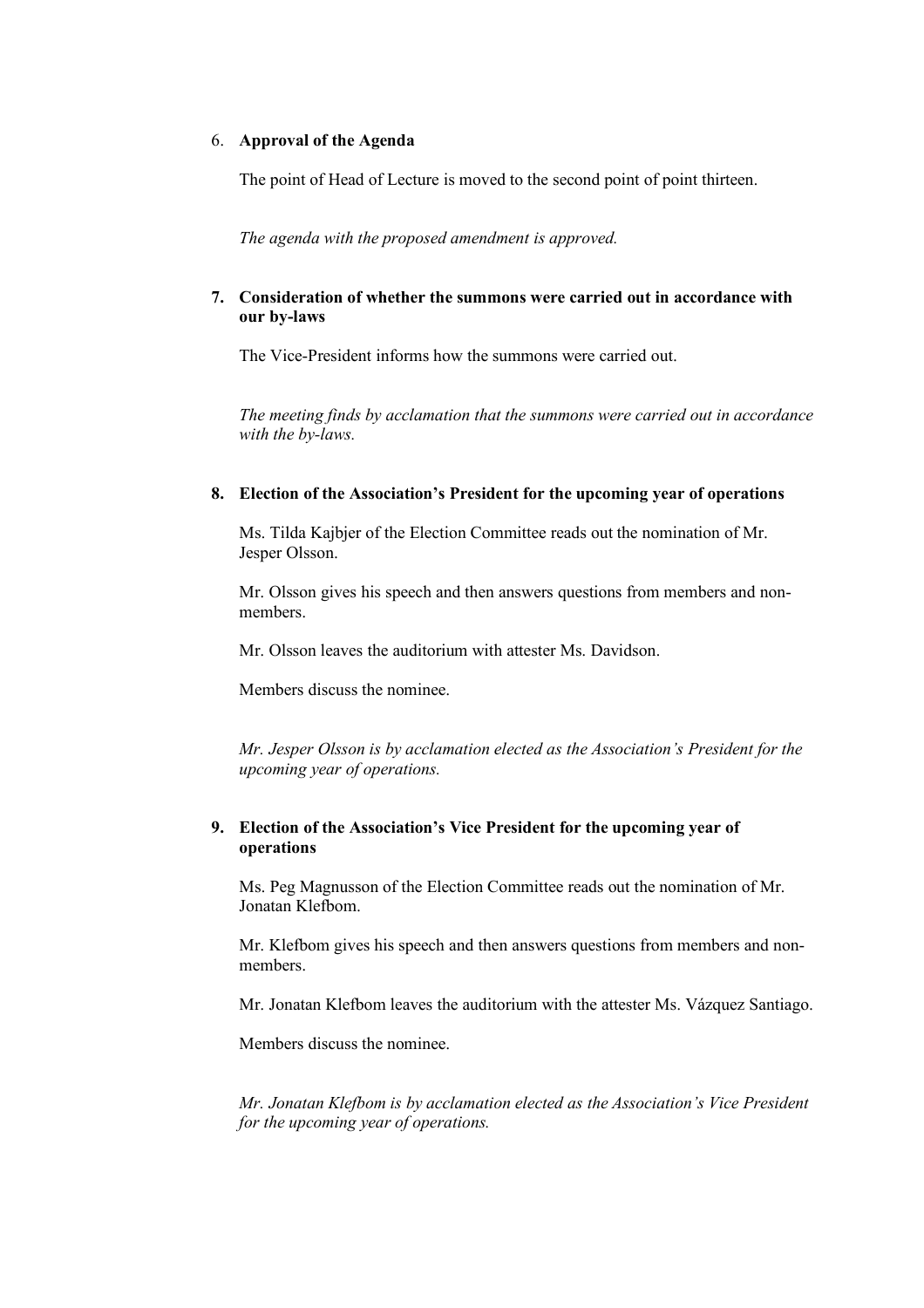6. **Approval of the Agenda**

   The point of Head of Lecture is moved to the second point of point thirteen.

   *The agenda with the proposed amendment is approved.*

7. **Consideration of whether the summons were carried out in accordance with our by-laws**

   The Vice-President informs how the summons were carried out.

   *The meeting finds by acclamation that the summons were carried out in accordance with the by-laws.*

8. **Election of the Association's President for the upcoming year of operations**

   Ms. Tilda Kajbjer of the Election Committee reads out the nomination of Mr. Jesper Olsson.

   Mr. Olsson gives his speech and then answers questions from members and non-members.

   Mr. Olsson leaves the auditorium with attester Ms. Davidson.

   Members discuss the nominee.

   *Mr. Jesper Olsson is by acclamation elected as the Association's President for the upcoming year of operations.*

9. **Election of the Association's Vice President for the upcoming year of operations**

   Ms. Peg Magnusson of the Election Committee reads out the nomination of Mr. Jonatan Klefbom.

   Mr. Klefbom gives his speech and then answers questions from members and non-members.

   Mr. Jonatan Klefbom leaves the auditorium with the attester Ms. Vázquez Santiago.

   Members discuss the nominee.

   *Mr. Jonatan Klefbom is by acclamation elected as the Association's Vice President for the upcoming year of operations.*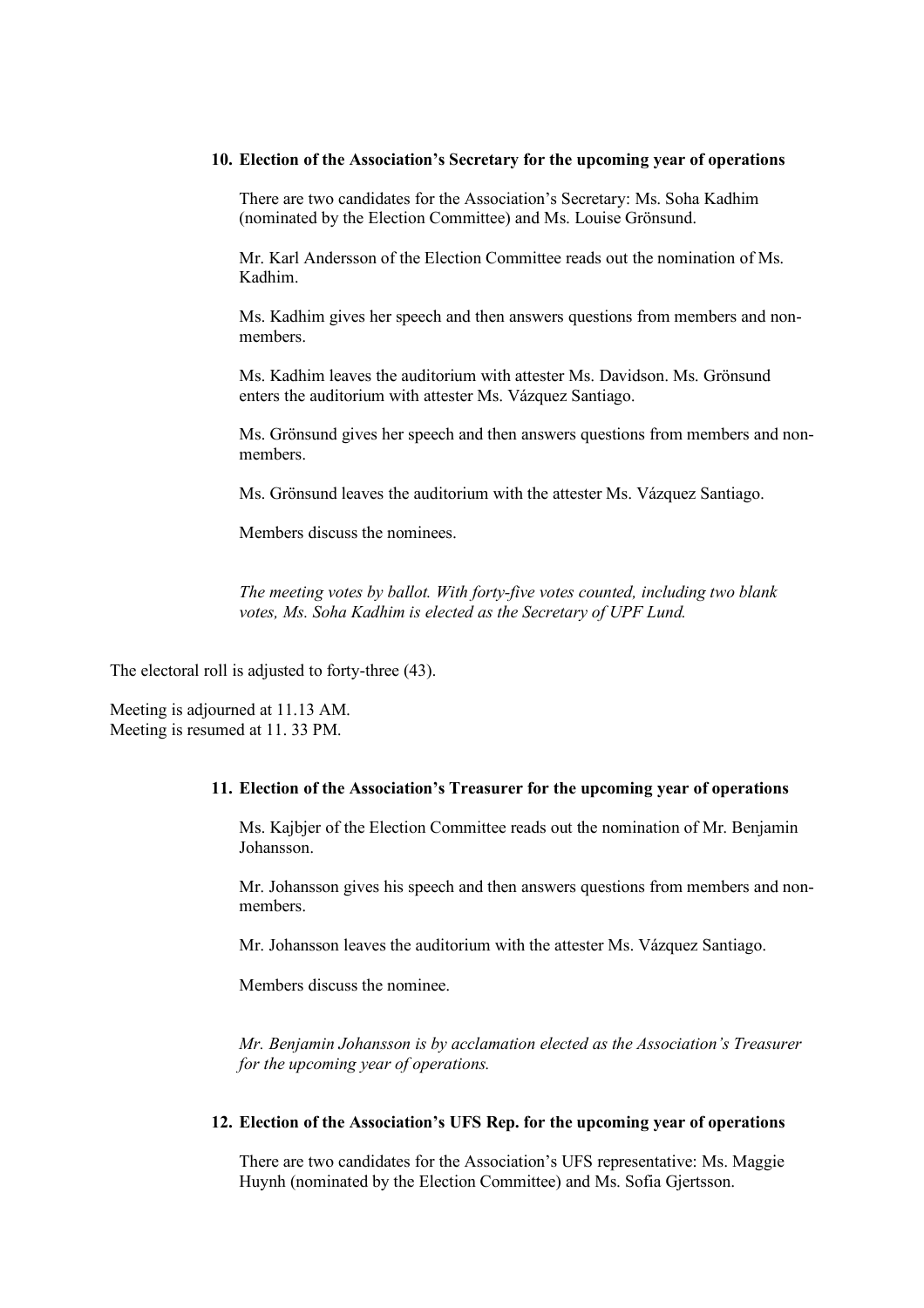10. **Election of the Association's Secretary for the upcoming year of operations**

    There are two candidates for the Association's Secretary: Ms. Soha Kadhim (nominated by the Election Committee) and Ms. Louise Grönsund.

    Mr. Karl Andersson of the Election Committee reads out the nomination of Ms. Kadhim.

    Ms. Kadhim gives her speech and then answers questions from members and non-members.

    Ms. Kadhim leaves the auditorium with attester Ms. Davidson. Ms. Grönsund enters the auditorium with attester Ms. Vázquez Santiago.

    Ms. Grönsund gives her speech and then answers questions from members and non-members.

    Ms. Grönsund leaves the auditorium with the attester Ms. Vázquez Santiago.

    Members discuss the nominees.

    *The meeting votes by ballot. With forty-five votes counted, including two blank votes, Ms. Soha Kadhim is elected as the Secretary of UPF Lund.*

The electoral roll is adjusted to forty-three (43).

Meeting is adjourned at 11.13 AM.
Meeting is resumed at 11. 33 PM.

11. **Election of the Association's Treasurer for the upcoming year of operations**

    Ms. Kajbjer of the Election Committee reads out the nomination of Mr. Benjamin Johansson.

    Mr. Johansson gives his speech and then answers questions from members and non-members.

    Mr. Johansson leaves the auditorium with the attester Ms. Vázquez Santiago.

    Members discuss the nominee.

    *Mr. Benjamin Johansson is by acclamation elected as the Association's Treasurer for the upcoming year of operations.*

12. **Election of the Association's UFS Rep. for the upcoming year of operations**

    There are two candidates for the Association's UFS representative: Ms. Maggie Huynh (nominated by the Election Committee) and Ms. Sofia Gjertsson.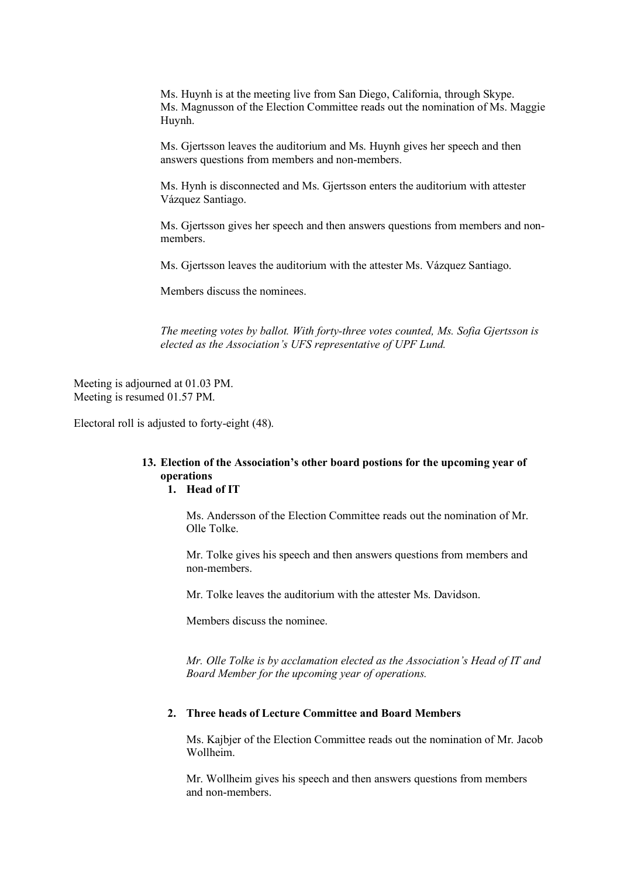Ms. Huynh is at the meeting live from San Diego, California, through Skype. Ms. Magnusson of the Election Committee reads out the nomination of Ms. Maggie Huynh.

Ms. Gjertsson leaves the auditorium and Ms. Huynh gives her speech and then answers questions from members and non-members.

Ms. Hynh is disconnected and Ms. Gjertsson enters the auditorium with attester Vázquez Santiago.

Ms. Gjertsson gives her speech and then answers questions from members and non-members.

Ms. Gjertsson leaves the auditorium with the attester Ms. Vázquez Santiago.

Members discuss the nominees.

*The meeting votes by ballot. With forty-three votes counted, Ms. Sofia Gjertsson is elected as the Association's UFS representative of UPF Lund.*

Meeting is adjourned at 01.03 PM.
Meeting is resumed 01.57 PM.

Electoral roll is adjusted to forty-eight (48).

**13. Election of the Association's other board postions for the upcoming year of operations**

**1. Head of IT**

Ms. Andersson of the Election Committee reads out the nomination of Mr. Olle Tolke.

Mr. Tolke gives his speech and then answers questions from members and non-members.

Mr. Tolke leaves the auditorium with the attester Ms. Davidson.

Members discuss the nominee.

*Mr. Olle Tolke is by acclamation elected as the Association's Head of IT and Board Member for the upcoming year of operations.*

**2. Three heads of Lecture Committee and Board Members**

Ms. Kajbjer of the Election Committee reads out the nomination of Mr. Jacob Wollheim.

Mr. Wollheim gives his speech and then answers questions from members and non-members.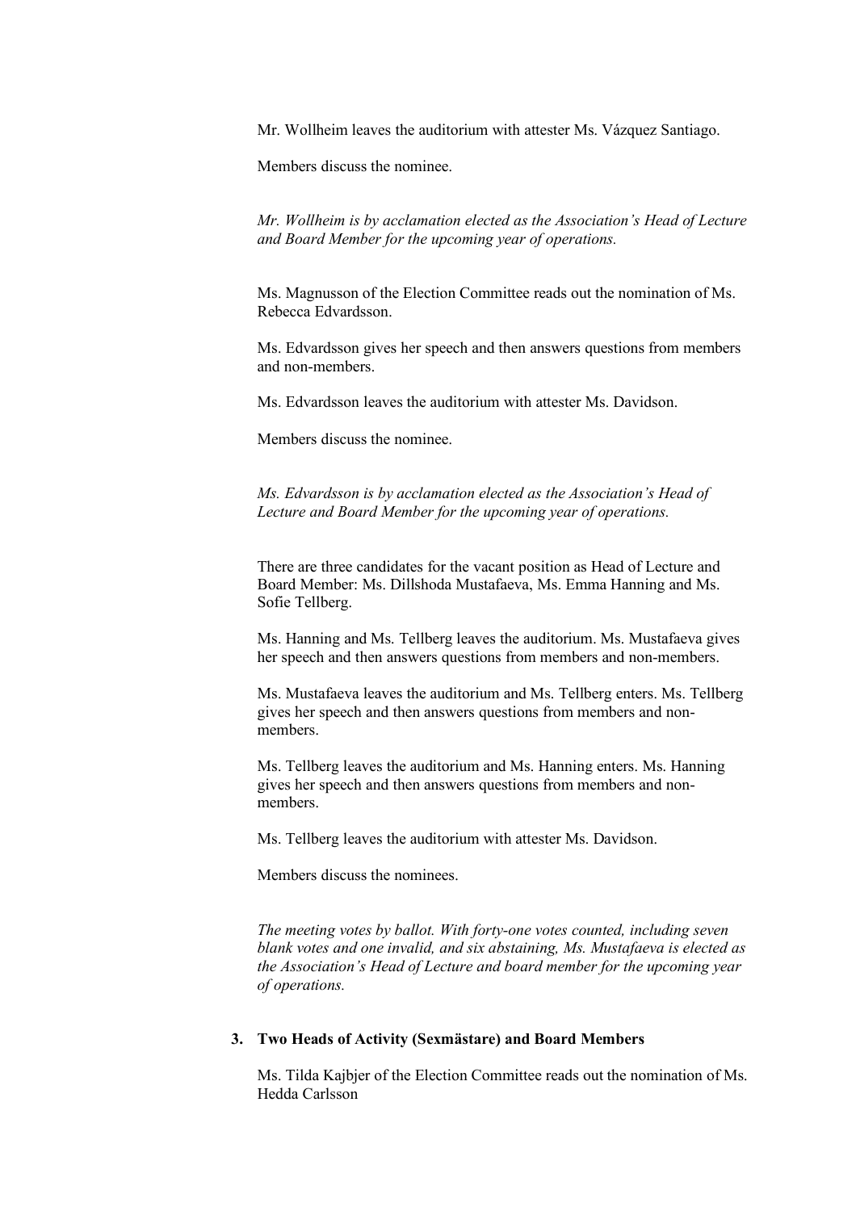Mr. Wollheim leaves the auditorium with attester Ms. Vázquez Santiago.

Members discuss the nominee.

*Mr. Wollheim is by acclamation elected as the Association's Head of Lecture and Board Member for the upcoming year of operations.*

Ms. Magnusson of the Election Committee reads out the nomination of Ms. Rebecca Edvardsson.

Ms. Edvardsson gives her speech and then answers questions from members and non-members.

Ms. Edvardsson leaves the auditorium with attester Ms. Davidson.

Members discuss the nominee.

*Ms. Edvardsson is by acclamation elected as the Association's Head of Lecture and Board Member for the upcoming year of operations.*

There are three candidates for the vacant position as Head of Lecture and Board Member: Ms. Dillshoda Mustafaeva, Ms. Emma Hanning and Ms. Sofie Tellberg.

Ms. Hanning and Ms. Tellberg leaves the auditorium. Ms. Mustafaeva gives her speech and then answers questions from members and non-members.

Ms. Mustafaeva leaves the auditorium and Ms. Tellberg enters. Ms. Tellberg gives her speech and then answers questions from members and non-members.

Ms. Tellberg leaves the auditorium and Ms. Hanning enters. Ms. Hanning gives her speech and then answers questions from members and non-members.

Ms. Tellberg leaves the auditorium with attester Ms. Davidson.

Members discuss the nominees.

*The meeting votes by ballot. With forty-one votes counted, including seven blank votes and one invalid, and six abstaining, Ms. Mustafaeva is elected as the Association's Head of Lecture and board member for the upcoming year of operations.*

**3. Two Heads of Activity (Sexmästare) and Board Members**

Ms. Tilda Kajbjer of the Election Committee reads out the nomination of Ms. Hedda Carlsson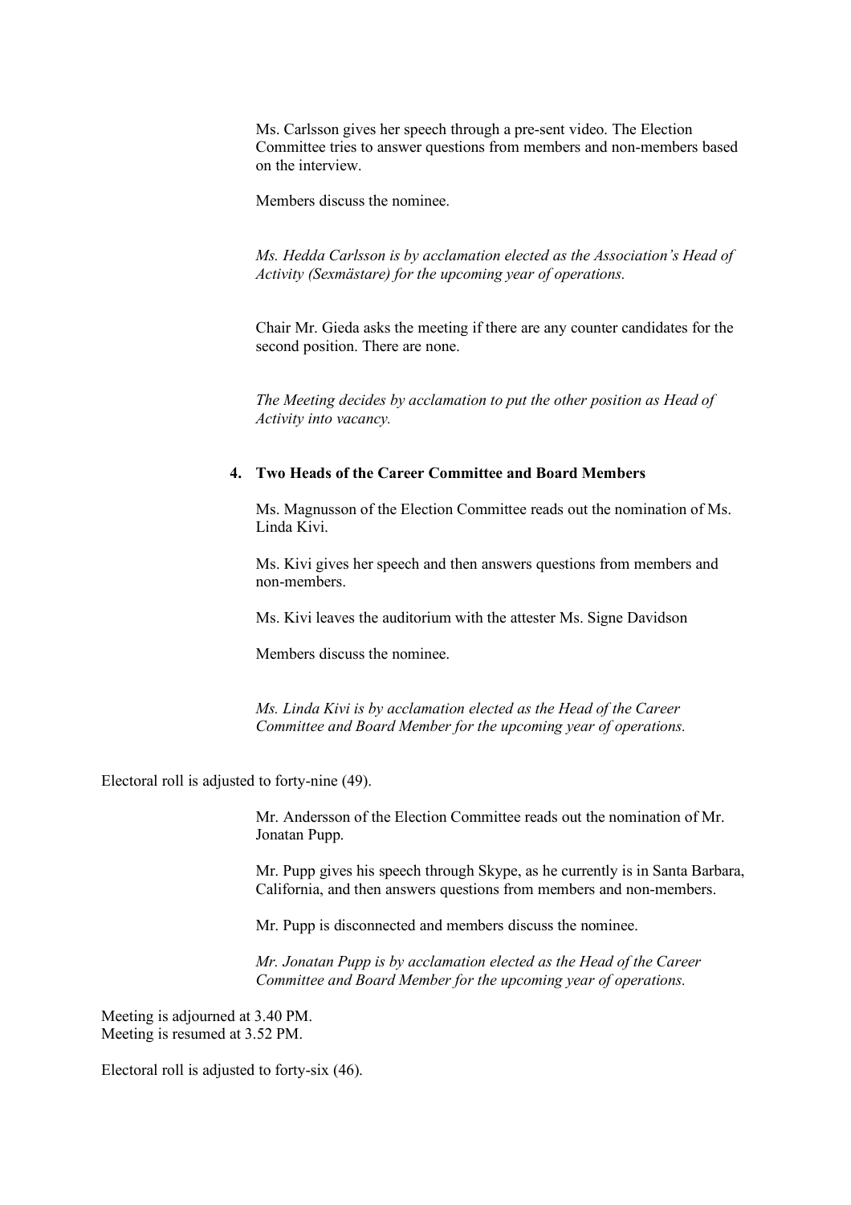Ms. Carlsson gives her speech through a pre-sent video. The Election Committee tries to answer questions from members and non-members based on the interview.

Members discuss the nominee.

*Ms. Hedda Carlsson is by acclamation elected as the Association's Head of Activity (Sexmästare) for the upcoming year of operations.*

Chair Mr. Gieda asks the meeting if there are any counter candidates for the second position. There are none.

*The Meeting decides by acclamation to put the other position as Head of Activity into vacancy.*

**4. Two Heads of the Career Committee and Board Members**

Ms. Magnusson of the Election Committee reads out the nomination of Ms. Linda Kivi.

Ms. Kivi gives her speech and then answers questions from members and non-members.

Ms. Kivi leaves the auditorium with the attester Ms. Signe Davidson

Members discuss the nominee.

*Ms. Linda Kivi is by acclamation elected as the Head of the Career Committee and Board Member for the upcoming year of operations.*

Electoral roll is adjusted to forty-nine (49).

Mr. Andersson of the Election Committee reads out the nomination of Mr. Jonatan Pupp.

Mr. Pupp gives his speech through Skype, as he currently is in Santa Barbara, California, and then answers questions from members and non-members.

Mr. Pupp is disconnected and members discuss the nominee.

*Mr. Jonatan Pupp is by acclamation elected as the Head of the Career Committee and Board Member for the upcoming year of operations.*

Meeting is adjourned at 3.40 PM.
Meeting is resumed at 3.52 PM.

Electoral roll is adjusted to forty-six (46).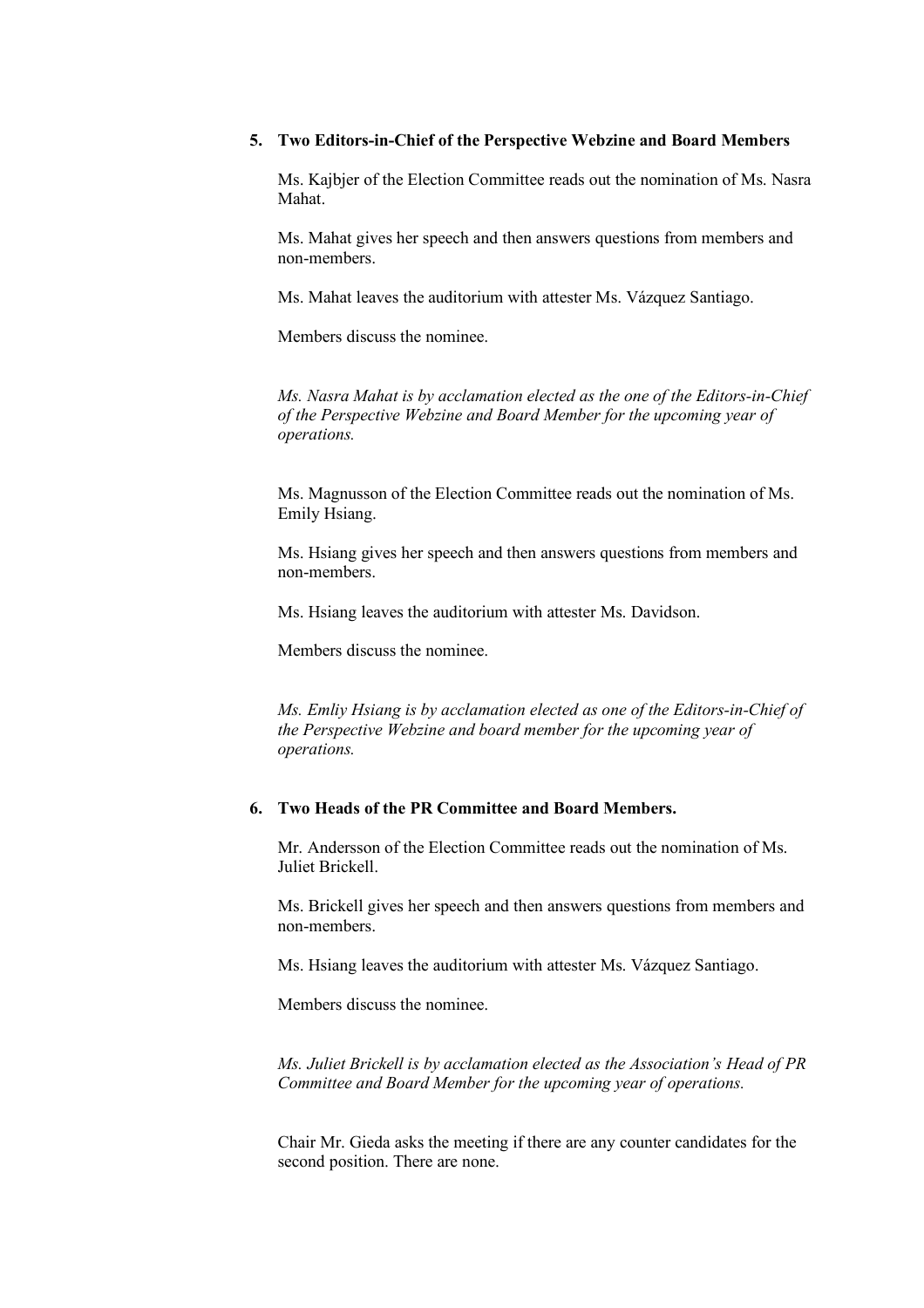**5. Two Editors-in-Chief of the Perspective Webzine and Board Members**

Ms. Kajbjer of the Election Committee reads out the nomination of Ms. Nasra Mahat.

Ms. Mahat gives her speech and then answers questions from members and non-members.

Ms. Mahat leaves the auditorium with attester Ms. Vázquez Santiago.

Members discuss the nominee.

*Ms. Nasra Mahat is by acclamation elected as the one of the Editors-in-Chief of the Perspective Webzine and Board Member for the upcoming year of operations.*

Ms. Magnusson of the Election Committee reads out the nomination of Ms. Emily Hsiang.

Ms. Hsiang gives her speech and then answers questions from members and non-members.

Ms. Hsiang leaves the auditorium with attester Ms. Davidson.

Members discuss the nominee.

*Ms. Emliy Hsiang is by acclamation elected as one of the Editors-in-Chief of the Perspective Webzine and board member for the upcoming year of operations.*

**6. Two Heads of the PR Committee and Board Members.**

Mr. Andersson of the Election Committee reads out the nomination of Ms. Juliet Brickell.

Ms. Brickell gives her speech and then answers questions from members and non-members.

Ms. Hsiang leaves the auditorium with attester Ms. Vázquez Santiago.

Members discuss the nominee.

*Ms. Juliet Brickell is by acclamation elected as the Association's Head of PR Committee and Board Member for the upcoming year of operations.*

Chair Mr. Gieda asks the meeting if there are any counter candidates for the second position. There are none.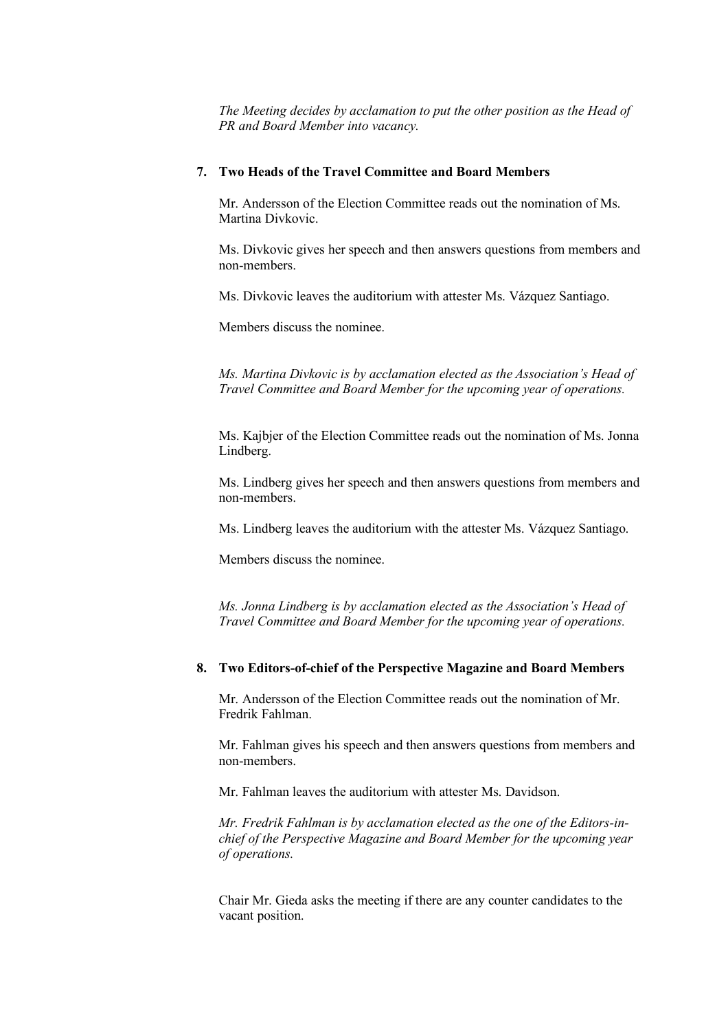*The Meeting decides by acclamation to put the other position as the Head of PR and Board Member into vacancy.*

## 7. Two Heads of the Travel Committee and Board Members

Mr. Andersson of the Election Committee reads out the nomination of Ms. Martina Divkovic.

Ms. Divkovic gives her speech and then answers questions from members and non-members.

Ms. Divkovic leaves the auditorium with attester Ms. Vázquez Santiago.

Members discuss the nominee.

*Ms. Martina Divkovic is by acclamation elected as the Association's Head of Travel Committee and Board Member for the upcoming year of operations.*

Ms. Kajbjer of the Election Committee reads out the nomination of Ms. Jonna Lindberg.

Ms. Lindberg gives her speech and then answers questions from members and non-members.

Ms. Lindberg leaves the auditorium with the attester Ms. Vázquez Santiago.

Members discuss the nominee.

*Ms. Jonna Lindberg is by acclamation elected as the Association's Head of Travel Committee and Board Member for the upcoming year of operations.*

## 8. Two Editors-of-chief of the Perspective Magazine and Board Members

Mr. Andersson of the Election Committee reads out the nomination of Mr. Fredrik Fahlman.

Mr. Fahlman gives his speech and then answers questions from members and non-members.

Mr. Fahlman leaves the auditorium with attester Ms. Davidson.

*Mr. Fredrik Fahlman is by acclamation elected as the one of the Editors-in-chief of the Perspective Magazine and Board Member for the upcoming year of operations.*

Chair Mr. Gieda asks the meeting if there are any counter candidates to the vacant position.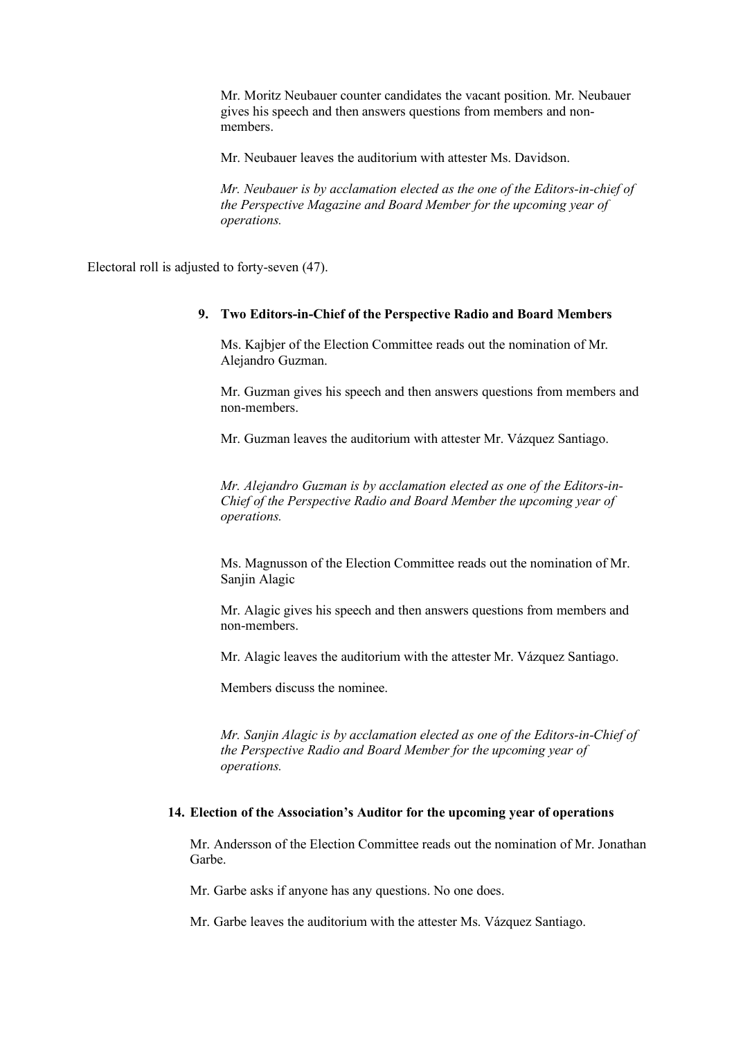Mr. Moritz Neubauer counter candidates the vacant position. Mr. Neubauer gives his speech and then answers questions from members and non-members.

Mr. Neubauer leaves the auditorium with attester Ms. Davidson.

*Mr. Neubauer is by acclamation elected as the one of the Editors-in-chief of the Perspective Magazine and Board Member for the upcoming year of operations.*

Electoral roll is adjusted to forty-seven (47).

**9. Two Editors-in-Chief of the Perspective Radio and Board Members**

Ms. Kajbjer of the Election Committee reads out the nomination of Mr. Alejandro Guzman.

Mr. Guzman gives his speech and then answers questions from members and non-members.

Mr. Guzman leaves the auditorium with attester Mr. Vázquez Santiago.

*Mr. Alejandro Guzman is by acclamation elected as one of the Editors-in-Chief of the Perspective Radio and Board Member the upcoming year of operations.*

Ms. Magnusson of the Election Committee reads out the nomination of Mr. Sanjin Alagic

Mr. Alagic gives his speech and then answers questions from members and non-members.

Mr. Alagic leaves the auditorium with the attester Mr. Vázquez Santiago.

Members discuss the nominee.

*Mr. Sanjin Alagic is by acclamation elected as one of the Editors-in-Chief of the Perspective Radio and Board Member for the upcoming year of operations.*

**14. Election of the Association's Auditor for the upcoming year of operations**

Mr. Andersson of the Election Committee reads out the nomination of Mr. Jonathan Garbe.

Mr. Garbe asks if anyone has any questions. No one does.

Mr. Garbe leaves the auditorium with the attester Ms. Vázquez Santiago.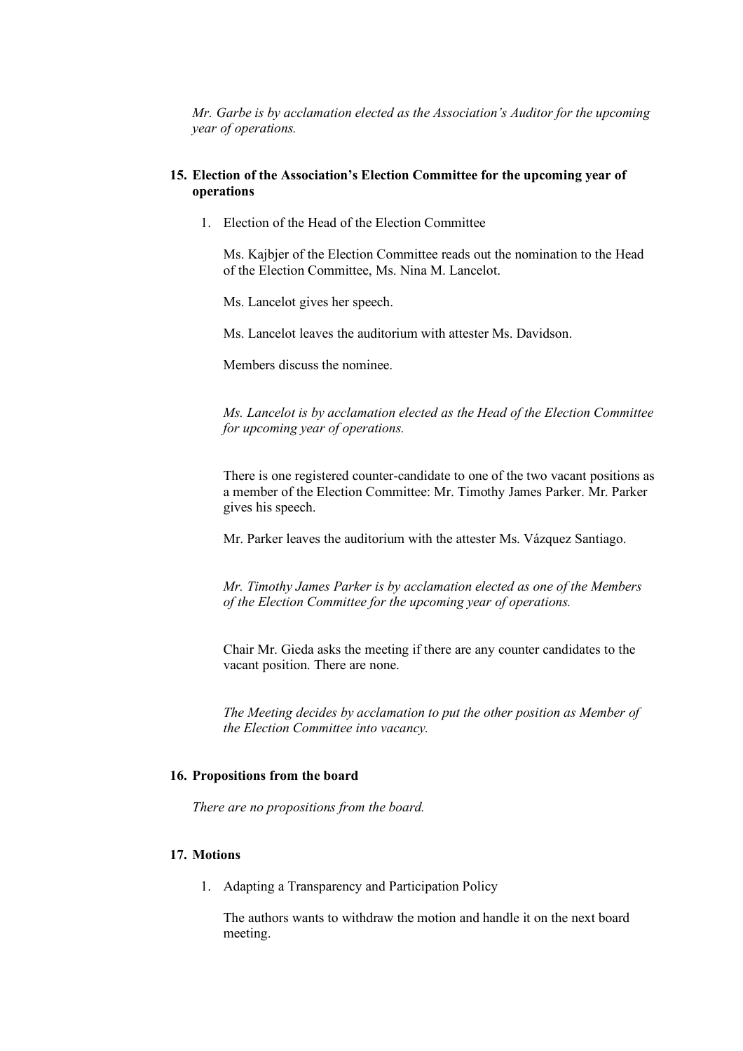*Mr. Garbe is by acclamation elected as the Association's Auditor for the upcoming year of operations.*

**15. Election of the Association's Election Committee for the upcoming year of operations**

1. Election of the Head of the Election Committee

   Ms. Kajbjer of the Election Committee reads out the nomination to the Head of the Election Committee, Ms. Nina M. Lancelot.

   Ms. Lancelot gives her speech.

   Ms. Lancelot leaves the auditorium with attester Ms. Davidson.

   Members discuss the nominee.

   *Ms. Lancelot is by acclamation elected as the Head of the Election Committee for upcoming year of operations.*

   There is one registered counter-candidate to one of the two vacant positions as a member of the Election Committee: Mr. Timothy James Parker. Mr. Parker gives his speech.

   Mr. Parker leaves the auditorium with the attester Ms. Vázquez Santiago.

   *Mr. Timothy James Parker is by acclamation elected as one of the Members of the Election Committee for the upcoming year of operations.*

   Chair Mr. Gieda asks the meeting if there are any counter candidates to the vacant position. There are none.

   *The Meeting decides by acclamation to put the other position as Member of the Election Committee into vacancy.*

**16. Propositions from the board**

*There are no propositions from the board.*

**17. Motions**

1. Adapting a Transparency and Participation Policy

   The authors wants to withdraw the motion and handle it on the next board meeting.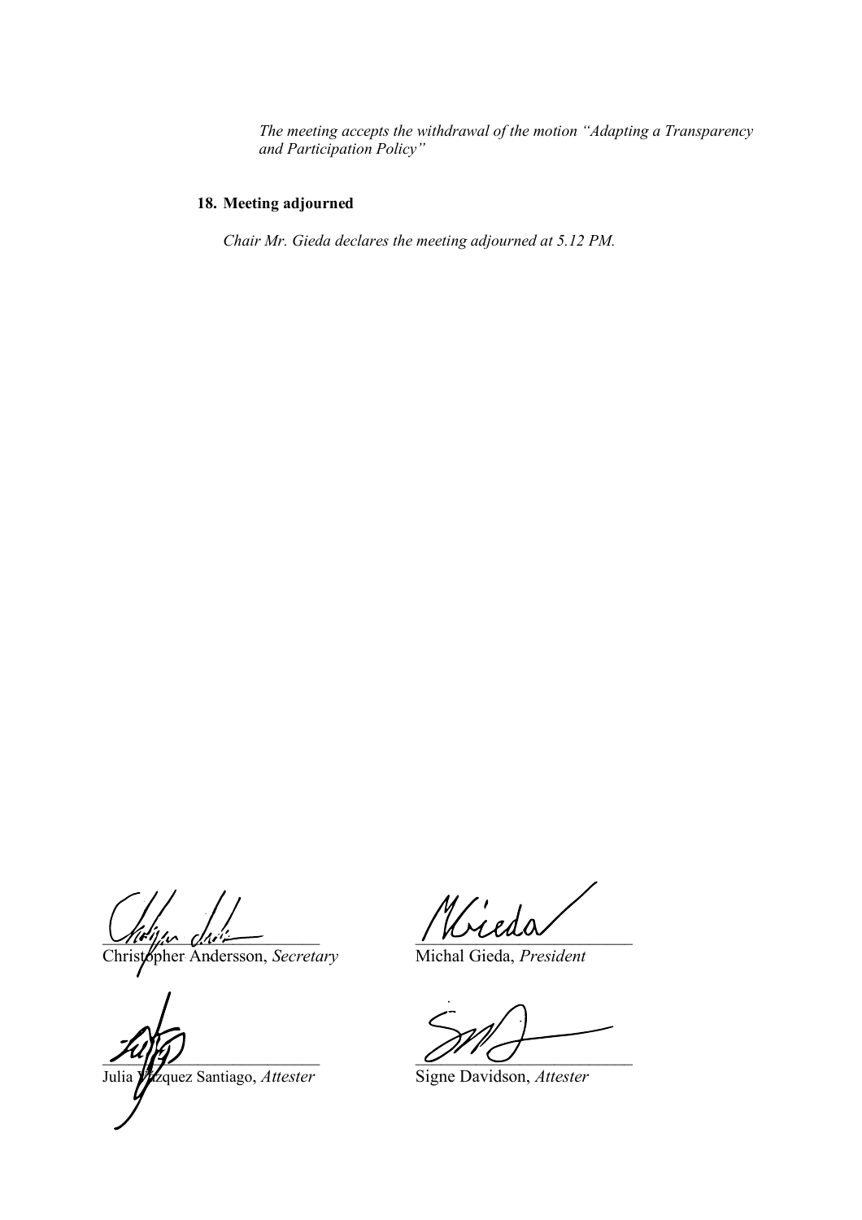*The meeting accepts the withdrawal of the motion "Adapting a Transparency and Participation Policy"*

**18. Meeting adjourned**

*Chair Mr. Gieda declares the meeting adjourned at 5.12 PM.*

Christopher Andersson, *Secretary*

Michal Gieda, *President*

Julia Vázquez Santiago, *Attester*

Signe Davidson, *Attester*